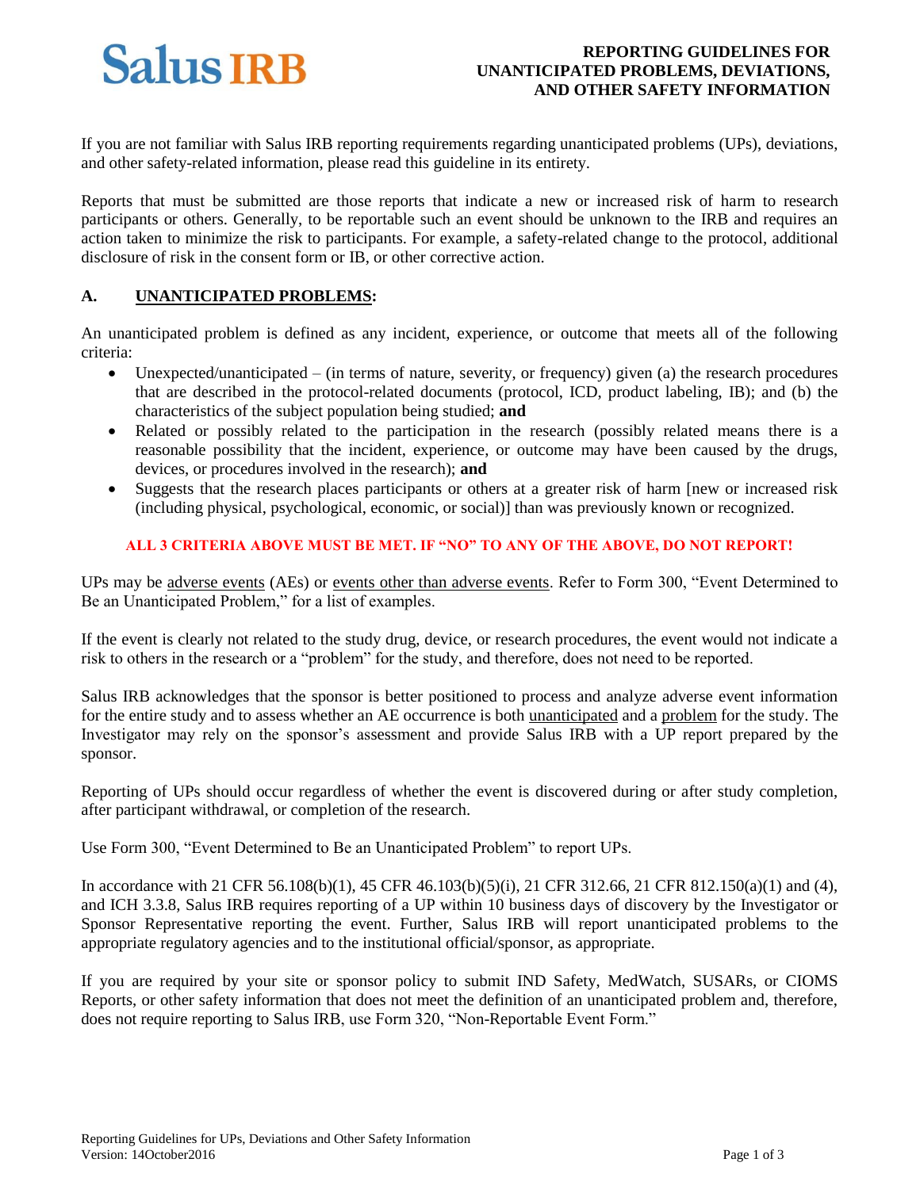# Salus IRB

## REPORTING GUIDELINES FOR UNANTICIPATED PROBLEMS, DEVIATIONS, AND OTHER SAFETY INFORMATION

If you are not familiar with Salus IRB reporting requirements regarding unanticipated problems (UPs), deviations, and other safety-related information, please read this guideline in its entirety.

Reports that must be submitted are those reports that indicate a new or increased risk of harm to research participants or others. Generally, to be reportable such an event should be unknown to the IRB and requires an action taken to minimize the risk to participants. For example, a safety-related change to the protocol, additional disclosure of risk in the consent form or IB, or other corrective action.

### A. UNANTICIPATED PROBLEMS:

An unanticipated problem is defined as any incident, experience, or outcome that meets all of the following criteria:

- Unexpected/unanticipated – (in terms of nature, severity, or frequency) given (a) the research procedures that are described in the protocol-related documents (protocol, ICD, product labeling, IB); and (b) the characteristics of the subject population being studied; **and**
- Related or possibly related to the participation in the research (possibly related means there is a reasonable possibility that the incident, experience, or outcome may have been caused by the drugs, devices, or procedures involved in the research); **and**
- Suggests that the research places participants or others at a greater risk of harm [new or increased risk (including physical, psychological, economic, or social)] than was previously known or recognized.

**ALL 3 CRITERIA ABOVE MUST BE MET. IF "NO" TO ANY OF THE ABOVE, DO NOT REPORT!**

UPs may be adverse events (AEs) or events other than adverse events. Refer to Form 300, "Event Determined to Be an Unanticipated Problem," for a list of examples.

If the event is clearly not related to the study drug, device, or research procedures, the event would not indicate a risk to others in the research or a "problem" for the study, and therefore, does not need to be reported.

Salus IRB acknowledges that the sponsor is better positioned to process and analyze adverse event information for the entire study and to assess whether an AE occurrence is both unanticipated and a problem for the study. The Investigator may rely on the sponsor's assessment and provide Salus IRB with a UP report prepared by the sponsor.

Reporting of UPs should occur regardless of whether the event is discovered during or after study completion, after participant withdrawal, or completion of the research.

Use Form 300, "Event Determined to Be an Unanticipated Problem" to report UPs.

In accordance with 21 CFR 56.108(b)(1), 45 CFR 46.103(b)(5)(i), 21 CFR 312.66, 21 CFR 812.150(a)(1) and (4), and ICH 3.3.8, Salus IRB requires reporting of a UP within 10 business days of discovery by the Investigator or Sponsor Representative reporting the event. Further, Salus IRB will report unanticipated problems to the appropriate regulatory agencies and to the institutional official/sponsor, as appropriate.

If you are required by your site or sponsor policy to submit IND Safety, MedWatch, SUSARs, or CIOMS Reports, or other safety information that does not meet the definition of an unanticipated problem and, therefore, does not require reporting to Salus IRB, use Form 320, "Non-Reportable Event Form."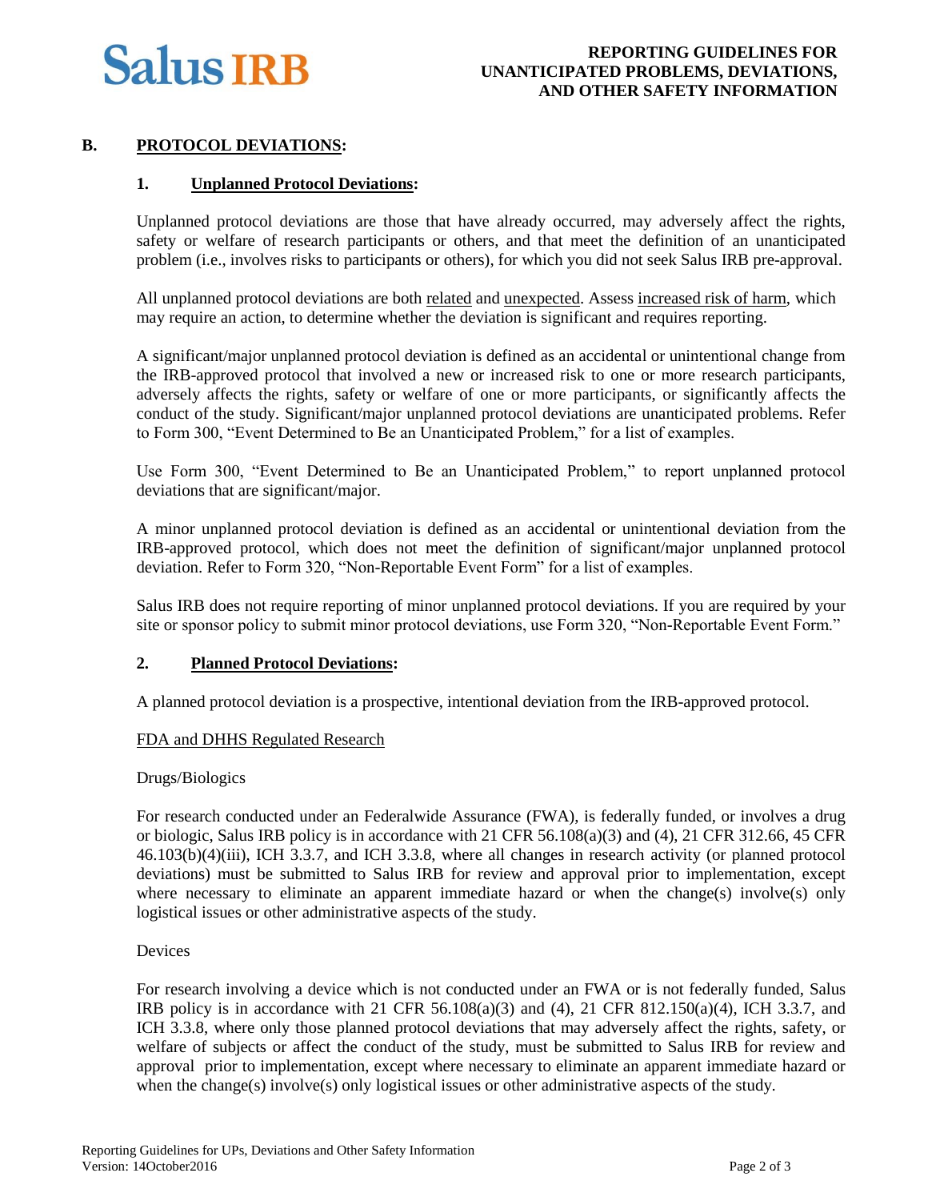## B. PROTOCOL DEVIATIONS:

### 1. Unplanned Protocol Deviations:

Unplanned protocol deviations are those that have already occurred, may adversely affect the rights, safety or welfare of research participants or others, and that meet the definition of an unanticipated problem (i.e., involves risks to participants or others), for which you did not seek Salus IRB pre-approval.

All unplanned protocol deviations are both related and unexpected. Assess increased risk of harm, which may require an action, to determine whether the deviation is significant and requires reporting.

A significant/major unplanned protocol deviation is defined as an accidental or unintentional change from the IRB-approved protocol that involved a new or increased risk to one or more research participants, adversely affects the rights, safety or welfare of one or more participants, or significantly affects the conduct of the study. Significant/major unplanned protocol deviations are unanticipated problems. Refer to Form 300, "Event Determined to Be an Unanticipated Problem," for a list of examples.

Use Form 300, "Event Determined to Be an Unanticipated Problem," to report unplanned protocol deviations that are significant/major.

A minor unplanned protocol deviation is defined as an accidental or unintentional deviation from the IRB-approved protocol, which does not meet the definition of significant/major unplanned protocol deviation. Refer to Form 320, "Non-Reportable Event Form" for a list of examples.

Salus IRB does not require reporting of minor unplanned protocol deviations. If you are required by your site or sponsor policy to submit minor protocol deviations, use Form 320, "Non-Reportable Event Form."

### 2. Planned Protocol Deviations:

A planned protocol deviation is a prospective, intentional deviation from the IRB-approved protocol.

FDA and DHHS Regulated Research

Drugs/Biologics

For research conducted under an Federalwide Assurance (FWA), is federally funded, or involves a drug or biologic, Salus IRB policy is in accordance with 21 CFR 56.108(a)(3) and (4), 21 CFR 312.66, 45 CFR 46.103(b)(4)(iii), ICH 3.3.7, and ICH 3.3.8, where all changes in research activity (or planned protocol deviations) must be submitted to Salus IRB for review and approval prior to implementation, except where necessary to eliminate an apparent immediate hazard or when the change(s) involve(s) only logistical issues or other administrative aspects of the study.

Devices

For research involving a device which is not conducted under an FWA or is not federally funded, Salus IRB policy is in accordance with 21 CFR 56.108(a)(3) and (4), 21 CFR 812.150(a)(4), ICH 3.3.7, and ICH 3.3.8, where only those planned protocol deviations that may adversely affect the rights, safety, or welfare of subjects or affect the conduct of the study, must be submitted to Salus IRB for review and approval prior to implementation, except where necessary to eliminate an apparent immediate hazard or when the change(s) involve(s) only logistical issues or other administrative aspects of the study.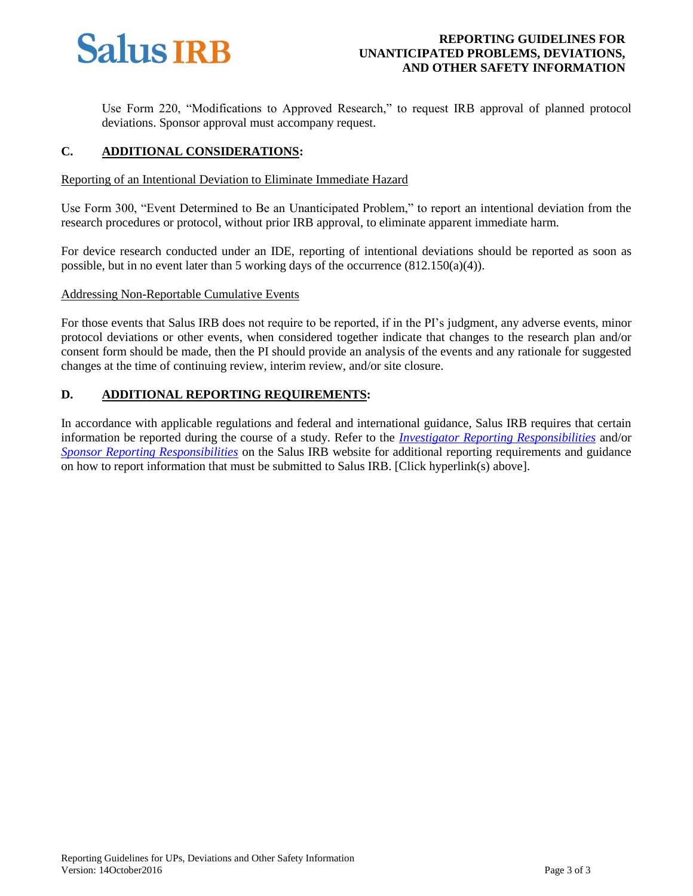Use Form 220, "Modifications to Approved Research," to request IRB approval of planned protocol deviations. Sponsor approval must accompany request.

## C. ADDITIONAL CONSIDERATIONS:

Reporting of an Intentional Deviation to Eliminate Immediate Hazard

Use Form 300, "Event Determined to Be an Unanticipated Problem," to report an intentional deviation from the research procedures or protocol, without prior IRB approval, to eliminate apparent immediate harm.

For device research conducted under an IDE, reporting of intentional deviations should be reported as soon as possible, but in no event later than 5 working days of the occurrence (812.150(a)(4)).

Addressing Non-Reportable Cumulative Events

For those events that Salus IRB does not require to be reported, if in the PI's judgment, any adverse events, minor protocol deviations or other events, when considered together indicate that changes to the research plan and/or consent form should be made, then the PI should provide an analysis of the events and any rationale for suggested changes at the time of continuing review, interim review, and/or site closure.

## D. ADDITIONAL REPORTING REQUIREMENTS:

In accordance with applicable regulations and federal and international guidance, Salus IRB requires that certain information be reported during the course of a study. Refer to the *Investigator Reporting Responsibilities* and/or *Sponsor Reporting Responsibilities* on the Salus IRB website for additional reporting requirements and guidance on how to report information that must be submitted to Salus IRB. [Click hyperlink(s) above].